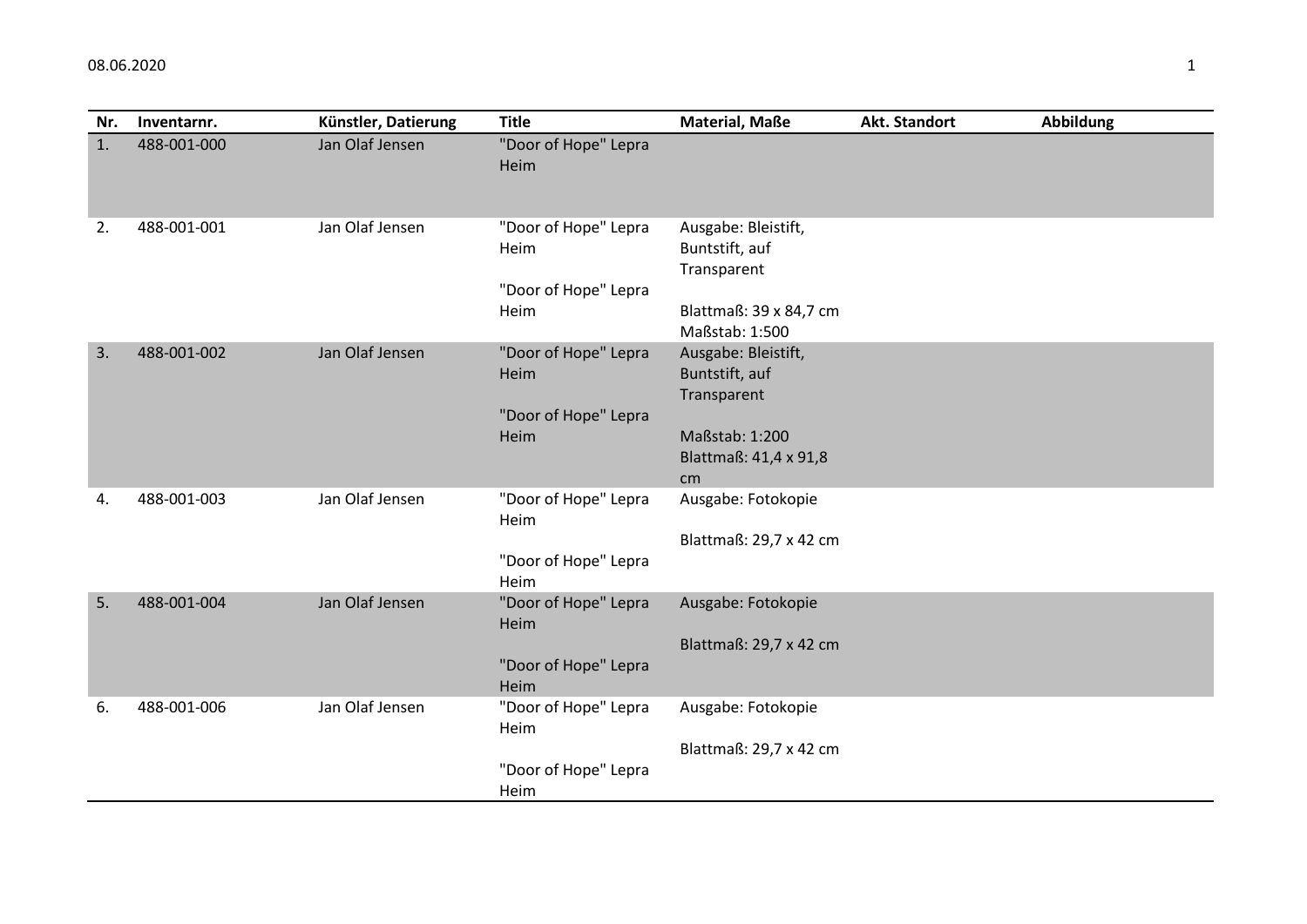| Nr. | Inventarnr. | Künstler, Datierung | Title | Material, Maße | Akt. Standort | Abbildung |
|---|---|---|---|---|---|---|
| 1. | 488-001-000 | Jan Olaf Jensen | "Door of Hope" Lepra Heim | | | |
| 2. | 488-001-001 | Jan Olaf Jensen | "Door of Hope" Lepra Heim<br><br>"Door of Hope" Lepra Heim | Ausgabe: Bleistift, Buntstift, auf Transparent<br><br>Blattmaß: 39 x 84,7 cm<br>Maßstab: 1:500 | | |
| 3. | 488-001-002 | Jan Olaf Jensen | "Door of Hope" Lepra Heim<br><br>"Door of Hope" Lepra Heim | Ausgabe: Bleistift, Buntstift, auf Transparent<br><br>Maßstab: 1:200<br>Blattmaß: 41,4 x 91,8 cm | | |
| 4. | 488-001-003 | Jan Olaf Jensen | "Door of Hope" Lepra Heim<br><br>"Door of Hope" Lepra Heim | Ausgabe: Fotokopie<br><br>Blattmaß: 29,7 x 42 cm | | |
| 5. | 488-001-004 | Jan Olaf Jensen | "Door of Hope" Lepra Heim<br><br>"Door of Hope" Lepra Heim | Ausgabe: Fotokopie<br><br>Blattmaß: 29,7 x 42 cm | | |
| 6. | 488-001-006 | Jan Olaf Jensen | "Door of Hope" Lepra Heim<br><br>"Door of Hope" Lepra Heim | Ausgabe: Fotokopie<br><br>Blattmaß: 29,7 x 42 cm | | |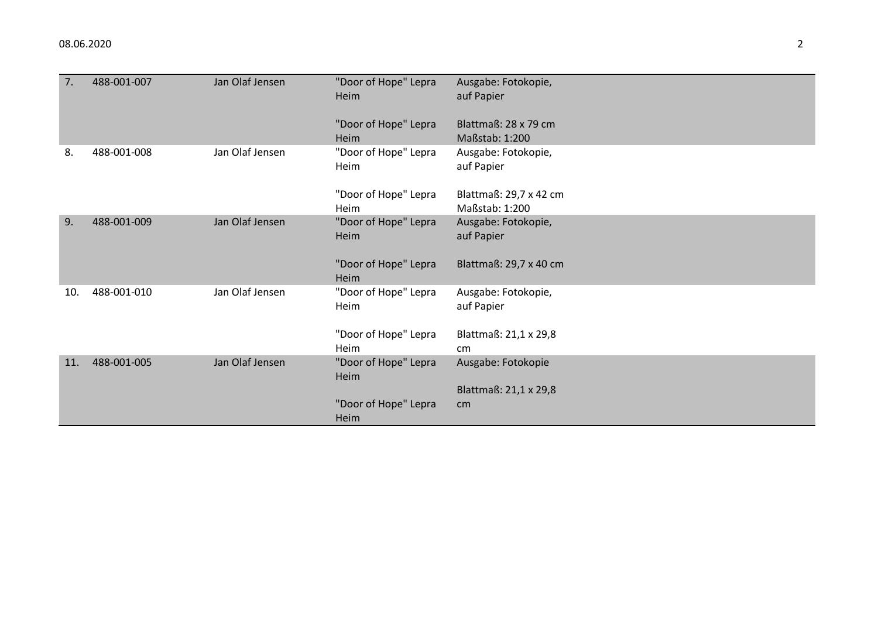| | | | | |
|---|---|---|---|---|
| 7. | 488-001-007 | Jan Olaf Jensen | "Door of Hope" Lepra Heim<br><br>"Door of Hope" Lepra Heim | Ausgabe: Fotokopie, auf Papier<br><br>Blattmaß: 28 x 79 cm<br>Maßstab: 1:200 |
| 8. | 488-001-008 | Jan Olaf Jensen | "Door of Hope" Lepra Heim<br><br>"Door of Hope" Lepra Heim | Ausgabe: Fotokopie, auf Papier<br><br>Blattmaß: 29,7 x 42 cm<br>Maßstab: 1:200 |
| 9. | 488-001-009 | Jan Olaf Jensen | "Door of Hope" Lepra Heim<br><br>"Door of Hope" Lepra Heim | Ausgabe: Fotokopie, auf Papier<br><br>Blattmaß: 29,7 x 40 cm |
| 10. | 488-001-010 | Jan Olaf Jensen | "Door of Hope" Lepra Heim<br><br>"Door of Hope" Lepra Heim | Ausgabe: Fotokopie, auf Papier<br><br>Blattmaß: 21,1 x 29,8 cm |
| 11. | 488-001-005 | Jan Olaf Jensen | "Door of Hope" Lepra Heim<br><br>"Door of Hope" Lepra Heim | Ausgabe: Fotokopie<br><br>Blattmaß: 21,1 x 29,8 cm |